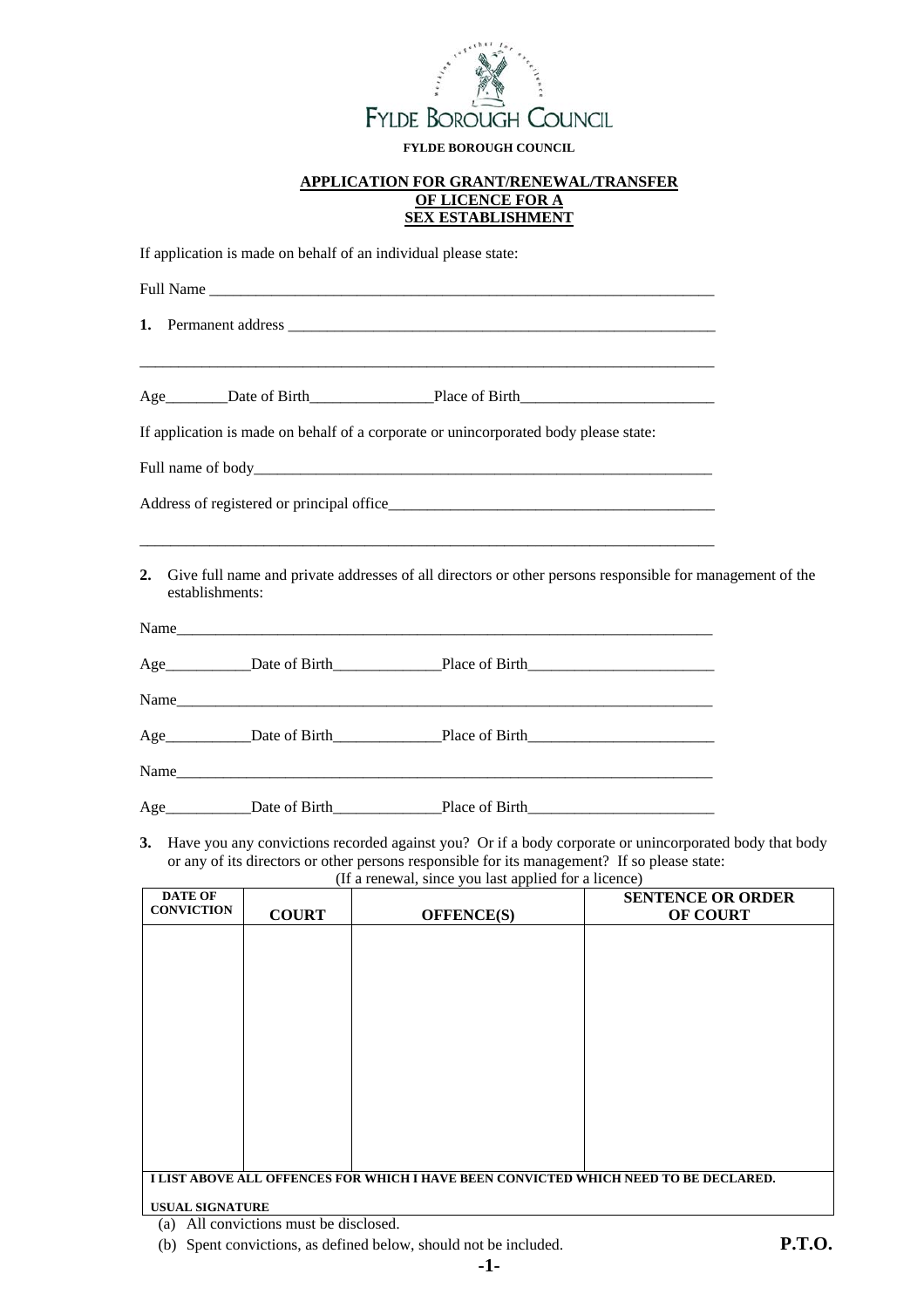FYLDE BOROUGH COUNCIL

**FYLDE BOROUGH COUNCIL**

## APPLICATION FOR GRANT/RENEWAL/TRANSFER OF LICENCE FOR A SEX ESTABLISHMENT

If application is made on behalf of an individual please state:

Full Name ___________________________________________________________________

**1.** Permanent address ____________________________________________________________

_____________________________________________________________________________

Age________Date of Birth________________Place of Birth__________________________

If application is made on behalf of a corporate or unincorporated body please state:

Full name of body_____________________________________________________________

Address of registered or principal office__________________________________________

_____________________________________________________________________________

**2.** Give full name and private addresses of all directors or other persons responsible for management of the establishments:

Name_______________________________________________________________________

Age___________Date of Birth______________Place of Birth________________________

Name_______________________________________________________________________

Age___________Date of Birth______________Place of Birth________________________

Name_______________________________________________________________________

Age___________Date of Birth______________Place of Birth________________________

**3.** Have you any convictions recorded against you? Or if a body corporate or unincorporated body that body or any of its directors or other persons responsible for its management? If so please state:

(If a renewal, since you last applied for a licence)

| DATE OF CONVICTION | COURT | OFFENCE(S) | SENTENCE OR ORDER OF COURT |
|---|---|---|---|
| | | | |
| **I LIST ABOVE ALL OFFENCES FOR WHICH I HAVE BEEN CONVICTED WHICH NEED TO BE DECLARED.** | | | |
| **USUAL SIGNATURE** | | | |

(a) All convictions must be disclosed.

(b) Spent convictions, as defined below, should not be included.

**P.T.O.**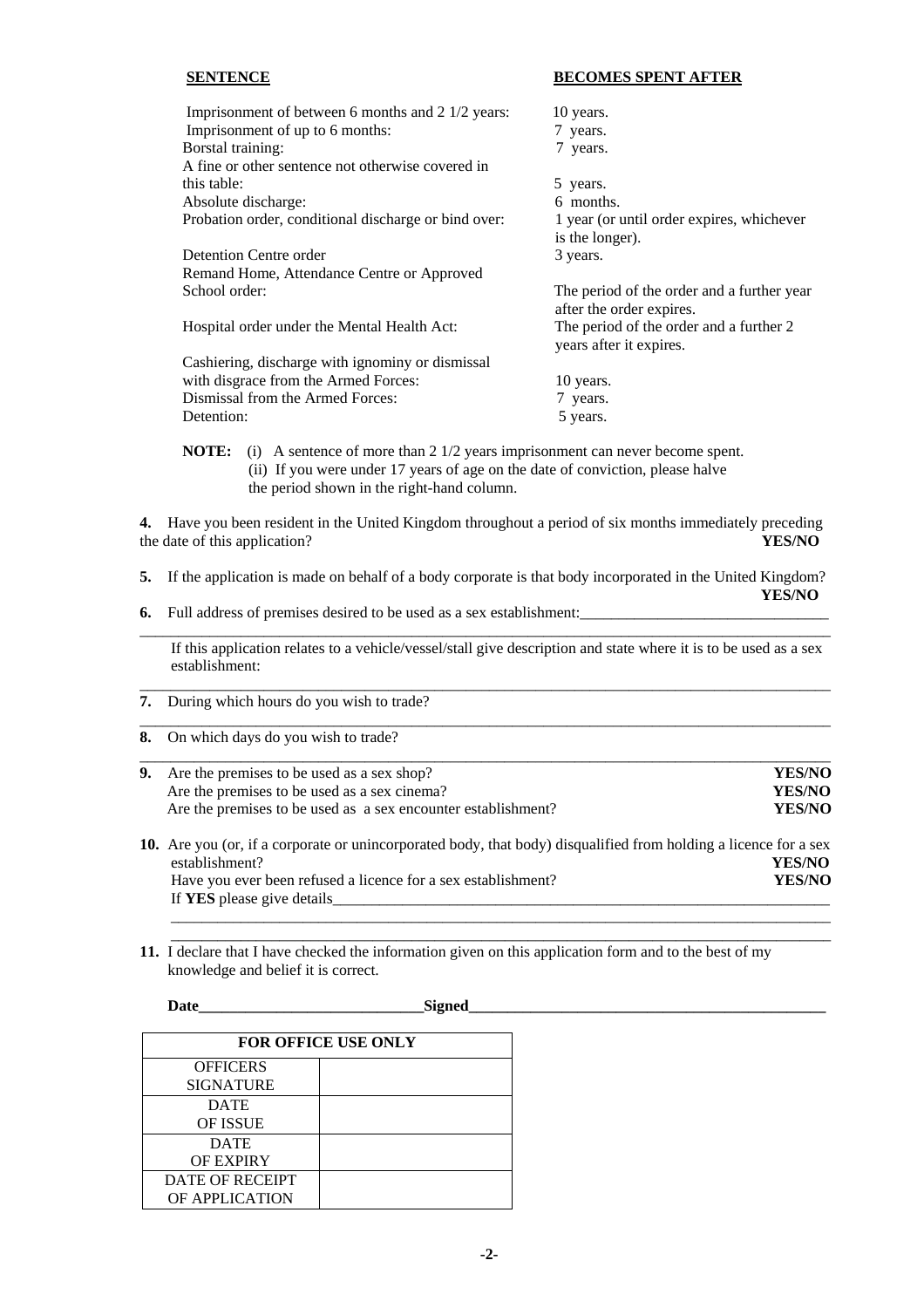| **SENTENCE** | **BECOMES SPENT AFTER** |
|---|---|
| Imprisonment of between 6 months and 2 1/2 years: | 10 years. |
| Imprisonment of up to 6 months: | 7 years. |
| Borstal training: | 7 years. |
| A fine or other sentence not otherwise covered in this table: | 5 years. |
| Absolute discharge: | 6 months. |
| Probation order, conditional discharge or bind over: | 1 year (or until order expires, whichever is the longer). |
| Detention Centre order | 3 years. |
| Remand Home, Attendance Centre or Approved School order: | The period of the order and a further year after the order expires. |
| Hospital order under the Mental Health Act: | The period of the order and a further 2 years after it expires. |
| Cashiering, discharge with ignominy or dismissal with disgrace from the Armed Forces: | 10 years. |
| Dismissal from the Armed Forces: | 7 years. |
| Detention: | 5 years. |

**NOTE:** (i) A sentence of more than 2 1/2 years imprisonment can never become spent.
(ii) If you were under 17 years of age on the date of conviction, please halve the period shown in the right-hand column.

**4.** Have you been resident in the United Kingdom throughout a period of six months immediately preceding the date of this application? **YES/NO**

**5.** If the application is made on behalf of a body corporate is that body incorporated in the United Kingdom? **YES/NO**

**6.** Full address of premises desired to be used as a sex establishment:________________________________

____________________________________________________________________________________________

If this application relates to a vehicle/vessel/stall give description and state where it is to be used as a sex establishment:

____________________________________________________________________________________________

**7.** During which hours do you wish to trade?

____________________________________________________________________________________________

**8.** On which days do you wish to trade?

____________________________________________________________________________________________

**9.** Are the premises to be used as a sex shop? **YES/NO**
Are the premises to be used as a sex cinema? **YES/NO**
Are the premises to be used as a sex encounter establishment? **YES/NO**

**10.** Are you (or, if a corporate or unincorporated body, that body) disqualified from holding a licence for a sex establishment? **YES/NO**
Have you ever been refused a licence for a sex establishment? **YES/NO**
If **YES** please give details____________________________________________________________________

____________________________________________________________________________________________

____________________________________________________________________________________________

**11.** I declare that I have checked the information given on this application form and to the best of my knowledge and belief it is correct.

**Date**_____________________________**Signed**_______________________________________________

| FOR OFFICE USE ONLY | |
|---|---|
| OFFICERS SIGNATURE | |
| DATE OF ISSUE | |
| DATE OF EXPIRY | |
| DATE OF RECEIPT OF APPLICATION | |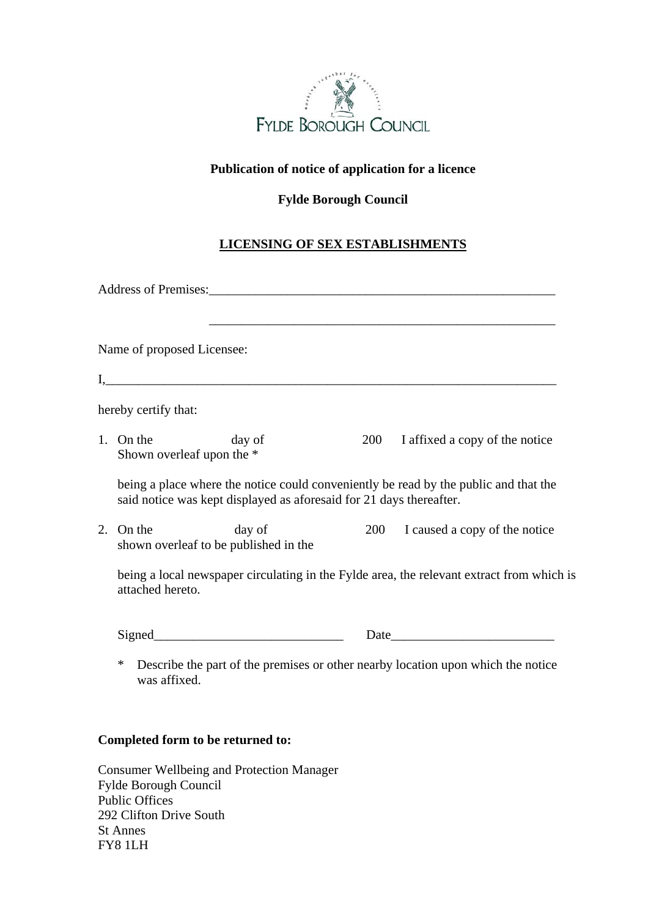FYLDE BOROUGH COUNCIL

**Publication of notice of application for a licence**

**Fylde Borough Council**

**<u>LICENSING OF SEX ESTABLISHMENTS</u>**

Address of Premises:_______________________________________________________

_______________________________________________________

Name of proposed Licensee:

I,_______________________________________________________________________

hereby certify that:

1. On the day of 200 I affixed a copy of the notice Shown overleaf upon the *

   being a place where the notice could conveniently be read by the public and that the said notice was kept displayed as aforesaid for 21 days thereafter.

2. On the day of 200 I caused a copy of the notice shown overleaf to be published in the

   being a local newspaper circulating in the Fylde area, the relevant extract from which is attached hereto.

   Signed_____________________________ Date________________________

   \* Describe the part of the premises or other nearby location upon which the notice was affixed.

**Completed form to be returned to:**

Consumer Wellbeing and Protection Manager
Fylde Borough Council
Public Offices
292 Clifton Drive South
St Annes
FY8 1LH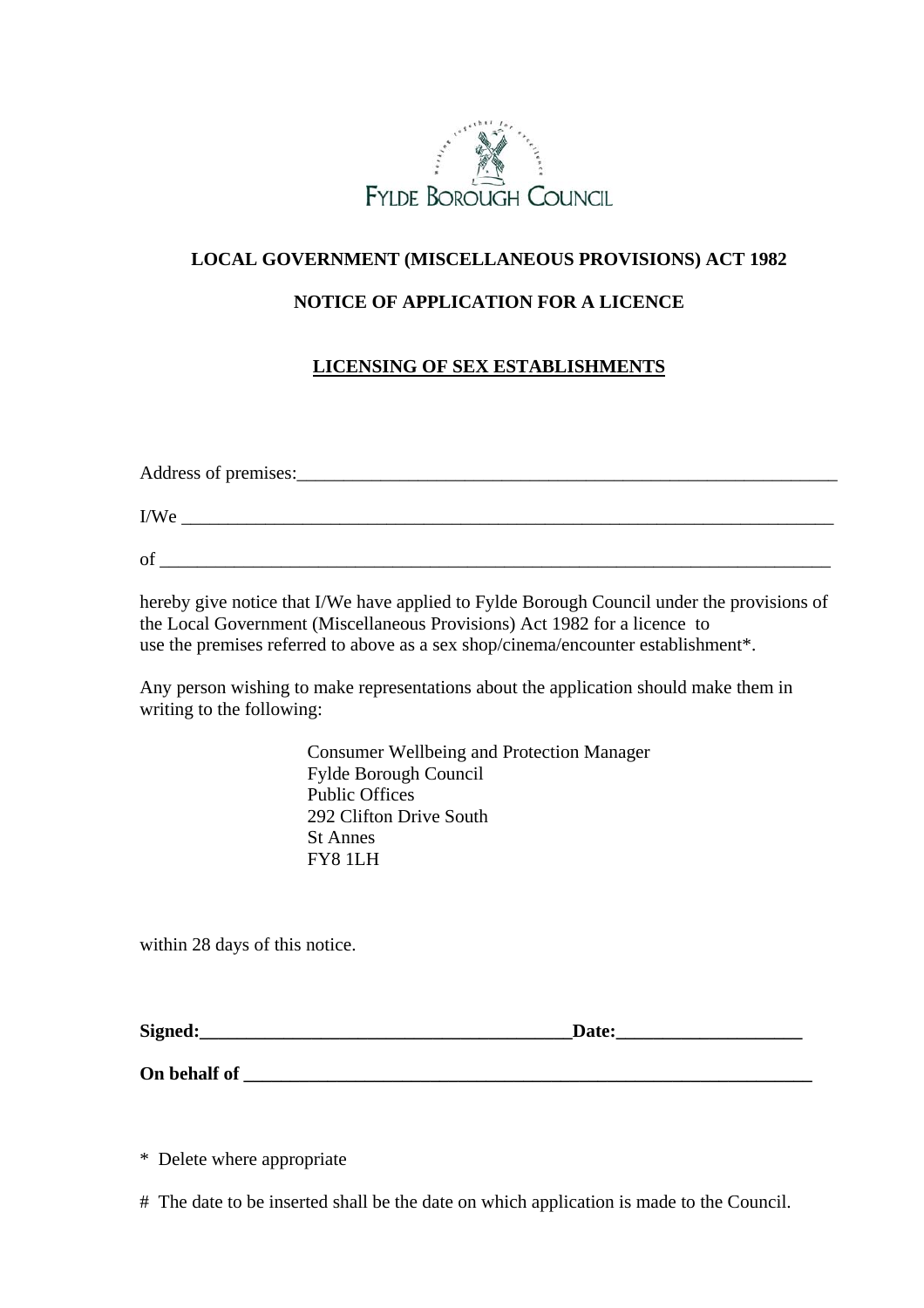FYLDE BOROUGH COUNCIL

**LOCAL GOVERNMENT (MISCELLANEOUS PROVISIONS) ACT 1982**

**NOTICE OF APPLICATION FOR A LICENCE**

**LICENSING OF SEX ESTABLISHMENTS**

Address of premises:______________________________________________________________

I/We ______________________________________________________________________

of ________________________________________________________________________

hereby give notice that I/We have applied to Fylde Borough Council under the provisions of the Local Government (Miscellaneous Provisions) Act 1982 for a licence to use the premises referred to above as a sex shop/cinema/encounter establishment*.

Any person wishing to make representations about the application should make them in writing to the following:

Consumer Wellbeing and Protection Manager
Fylde Borough Council
Public Offices
292 Clifton Drive South
St Annes
FY8 1LH

within 28 days of this notice.

**Signed:________________________________________Date:___________________**

**On behalf of _____________________________________________________________**

\* Delete where appropriate

# The date to be inserted shall be the date on which application is made to the Council.